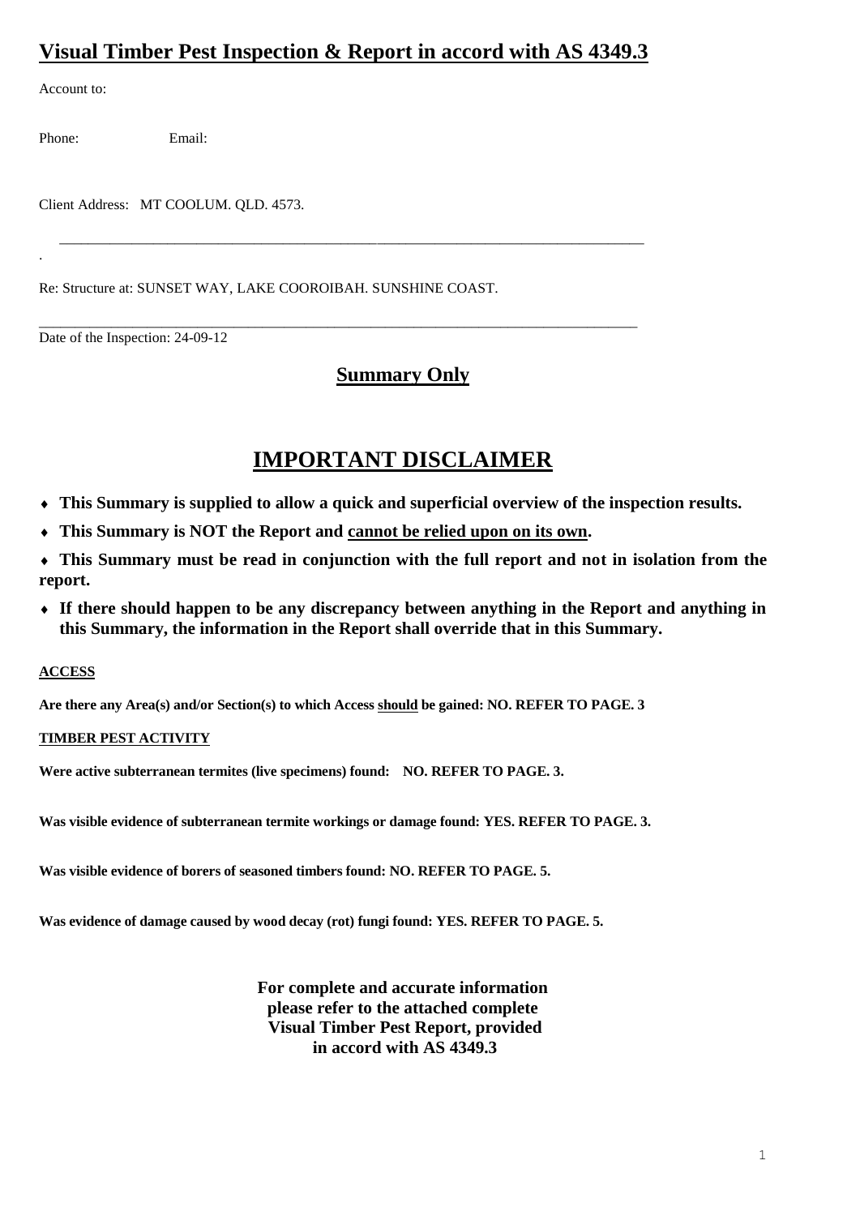# Visual Timber Pest Inspection & Report in accord with AS 4349.3

Account to:

Phone: Email:

Client Address: MT COOLUM. QLD. 4573.

---

.

Re: Structure at: SUNSET WAY, LAKE COOROIBAH. SUNSHINE COAST.

---

Date of the Inspection: 24-09-12

## Summary Only

## IMPORTANT DISCLAIMER

- **This Summary is supplied to allow a quick and superficial overview of the inspection results.**
- **This Summary is NOT the Report and <u>cannot be relied upon on its own</u>.**
- **This Summary must be read in conjunction with the full report and not in isolation from the report.**
- **If there should happen to be any discrepancy between anything in the Report and anything in this Summary, the information in the Report shall override that in this Summary.**

**<u>ACCESS</u>**

**Are there any Area(s) and/or Section(s) to which Access <u>should</u> be gained: NO. REFER TO PAGE. 3**

**<u>TIMBER PEST ACTIVITY</u>**

**Were active subterranean termites (live specimens) found: NO. REFER TO PAGE. 3.**

**Was visible evidence of subterranean termite workings or damage found: YES. REFER TO PAGE. 3.**

**Was visible evidence of borers of seasoned timbers found: NO. REFER TO PAGE. 5.**

**Was evidence of damage caused by wood decay (rot) fungi found: YES. REFER TO PAGE. 5.**

**For complete and accurate information please refer to the attached complete Visual Timber Pest Report, provided in accord with AS 4349.3**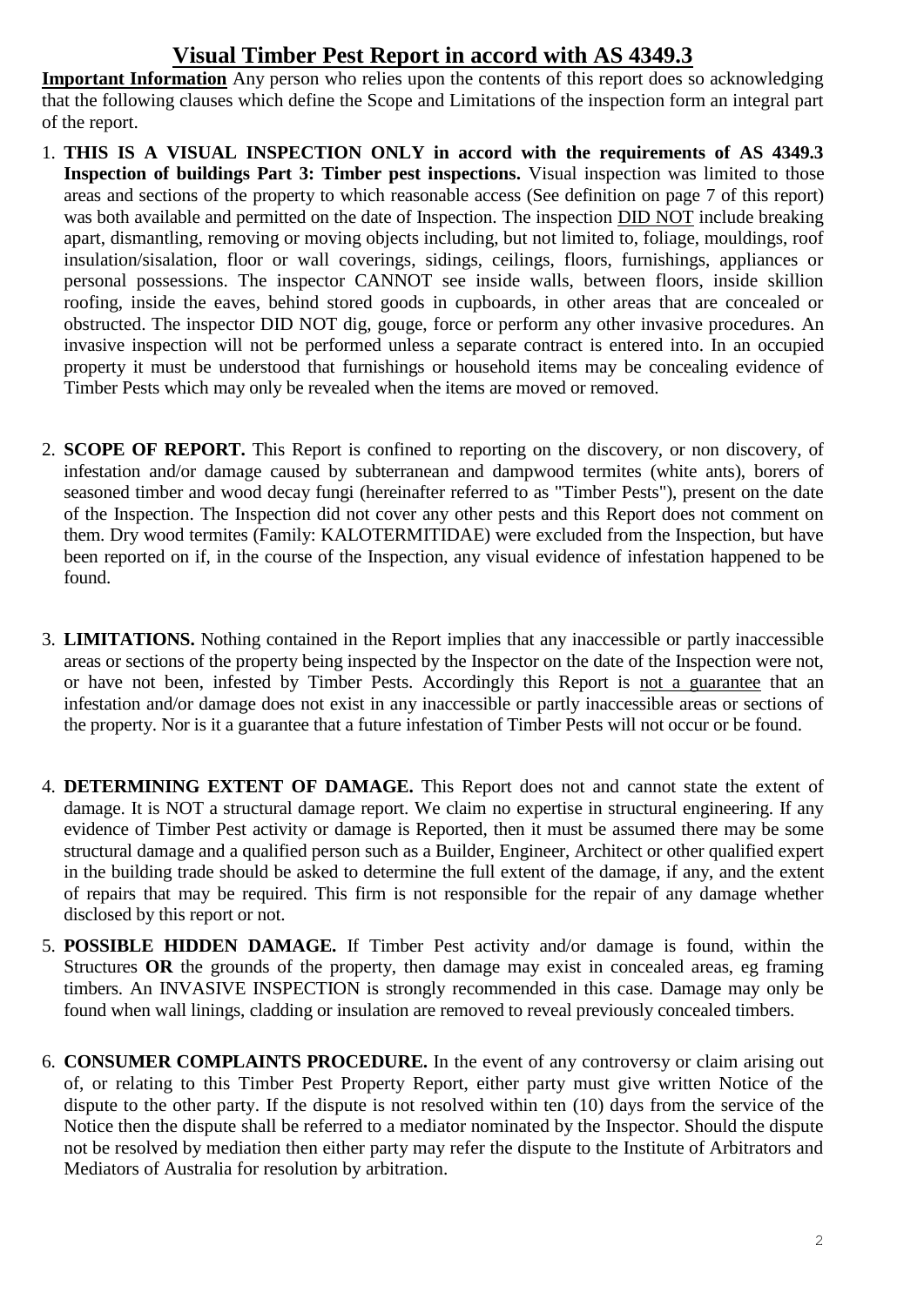# Visual Timber Pest Report in accord with AS 4349.3

**Important Information** Any person who relies upon the contents of this report does so acknowledging that the following clauses which define the Scope and Limitations of the inspection form an integral part of the report.

1. **THIS IS A VISUAL INSPECTION ONLY in accord with the requirements of AS 4349.3 Inspection of buildings Part 3: Timber pest inspections.** Visual inspection was limited to those areas and sections of the property to which reasonable access (See definition on page 7 of this report) was both available and permitted on the date of Inspection. The inspection DID NOT include breaking apart, dismantling, removing or moving objects including, but not limited to, foliage, mouldings, roof insulation/sisalation, floor or wall coverings, sidings, ceilings, floors, furnishings, appliances or personal possessions. The inspector CANNOT see inside walls, between floors, inside skillion roofing, inside the eaves, behind stored goods in cupboards, in other areas that are concealed or obstructed. The inspector DID NOT dig, gouge, force or perform any other invasive procedures. An invasive inspection will not be performed unless a separate contract is entered into. In an occupied property it must be understood that furnishings or household items may be concealing evidence of Timber Pests which may only be revealed when the items are moved or removed.

2. **SCOPE OF REPORT.** This Report is confined to reporting on the discovery, or non discovery, of infestation and/or damage caused by subterranean and dampwood termites (white ants), borers of seasoned timber and wood decay fungi (hereinafter referred to as "Timber Pests"), present on the date of the Inspection. The Inspection did not cover any other pests and this Report does not comment on them. Dry wood termites (Family: KALOTERMITIDAE) were excluded from the Inspection, but have been reported on if, in the course of the Inspection, any visual evidence of infestation happened to be found.

3. **LIMITATIONS.** Nothing contained in the Report implies that any inaccessible or partly inaccessible areas or sections of the property being inspected by the Inspector on the date of the Inspection were not, or have not been, infested by Timber Pests. Accordingly this Report is not a guarantee that an infestation and/or damage does not exist in any inaccessible or partly inaccessible areas or sections of the property. Nor is it a guarantee that a future infestation of Timber Pests will not occur or be found.

4. **DETERMINING EXTENT OF DAMAGE.** This Report does not and cannot state the extent of damage. It is NOT a structural damage report. We claim no expertise in structural engineering. If any evidence of Timber Pest activity or damage is Reported, then it must be assumed there may be some structural damage and a qualified person such as a Builder, Engineer, Architect or other qualified expert in the building trade should be asked to determine the full extent of the damage, if any, and the extent of repairs that may be required. This firm is not responsible for the repair of any damage whether disclosed by this report or not.

5. **POSSIBLE HIDDEN DAMAGE.** If Timber Pest activity and/or damage is found, within the Structures **OR** the grounds of the property, then damage may exist in concealed areas, eg framing timbers. An INVASIVE INSPECTION is strongly recommended in this case. Damage may only be found when wall linings, cladding or insulation are removed to reveal previously concealed timbers.

6. **CONSUMER COMPLAINTS PROCEDURE.** In the event of any controversy or claim arising out of, or relating to this Timber Pest Property Report, either party must give written Notice of the dispute to the other party. If the dispute is not resolved within ten (10) days from the service of the Notice then the dispute shall be referred to a mediator nominated by the Inspector. Should the dispute not be resolved by mediation then either party may refer the dispute to the Institute of Arbitrators and Mediators of Australia for resolution by arbitration.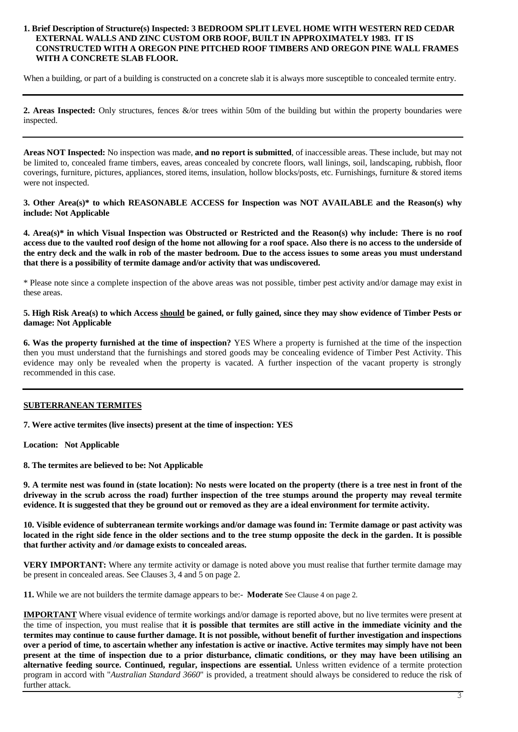**1. Brief Description of Structure(s) Inspected: 3 BEDROOM SPLIT LEVEL HOME WITH WESTERN RED CEDAR EXTERNAL WALLS AND ZINC CUSTOM ORB ROOF, BUILT IN APPROXIMATELY 1983. IT IS CONSTRUCTED WITH A OREGON PINE PITCHED ROOF TIMBERS AND OREGON PINE WALL FRAMES WITH A CONCRETE SLAB FLOOR.**

When a building, or part of a building is constructed on a concrete slab it is always more susceptible to concealed termite entry.

---

**2. Areas Inspected:** Only structures, fences &/or trees within 50m of the building but within the property boundaries were inspected.

---

**Areas NOT Inspected:** No inspection was made, **and no report is submitted**, of inaccessible areas. These include, but may not be limited to, concealed frame timbers, eaves, areas concealed by concrete floors, wall linings, soil, landscaping, rubbish, floor coverings, furniture, pictures, appliances, stored items, insulation, hollow blocks/posts, etc. Furnishings, furniture & stored items were not inspected.

**3. Other Area(s)* to which REASONABLE ACCESS for Inspection was NOT AVAILABLE and the Reason(s) why include: Not Applicable**

**4. Area(s)* in which Visual Inspection was Obstructed or Restricted and the Reason(s) why include: There is no roof access due to the vaulted roof design of the home not allowing for a roof space. Also there is no access to the underside of the entry deck and the walk in rob of the master bedroom. Due to the access issues to some areas you must understand that there is a possibility of termite damage and/or activity that was undiscovered.**

* Please note since a complete inspection of the above areas was not possible, timber pest activity and/or damage may exist in these areas.

**5. High Risk Area(s) to which Access <u>should</u> be gained, or fully gained, since they may show evidence of Timber Pests or damage: Not Applicable**

**6. Was the property furnished at the time of inspection?** YES Where a property is furnished at the time of the inspection then you must understand that the furnishings and stored goods may be concealing evidence of Timber Pest Activity. This evidence may only be revealed when the property is vacated. A further inspection of the vacant property is strongly recommended in this case.

---

**<u>SUBTERRANEAN TERMITES</u>**

**7. Were active termites (live insects) present at the time of inspection: YES**

**Location: Not Applicable**

**8. The termites are believed to be: Not Applicable**

**9. A termite nest was found in (state location): No nests were located on the property (there is a tree nest in front of the driveway in the scrub across the road) further inspection of the tree stumps around the property may reveal termite evidence. It is suggested that they be ground out or removed as they are a ideal environment for termite activity.**

**10. Visible evidence of subterranean termite workings and/or damage was found in: Termite damage or past activity was located in the right side fence in the older sections and to the tree stump opposite the deck in the garden. It is possible that further activity and /or damage exists to concealed areas.**

**VERY IMPORTANT:** Where any termite activity or damage is noted above you must realise that further termite damage may be present in concealed areas. See Clauses 3, 4 and 5 on page 2.

**11.** While we are not builders the termite damage appears to be:- **Moderate** See Clause 4 on page 2.

**<u>IMPORTANT</u>** Where visual evidence of termite workings and/or damage is reported above, but no live termites were present at the time of inspection, you must realise that **it is possible that termites are still active in the immediate vicinity and the termites may continue to cause further damage. It is not possible, without benefit of further investigation and inspections over a period of time, to ascertain whether any infestation is active or inactive. Active termites may simply have not been present at the time of inspection due to a prior disturbance, climatic conditions, or they may have been utilising an alternative feeding source. Continued, regular, inspections are essential.** Unless written evidence of a termite protection program in accord with "*Australian Standard 3660*" is provided, a treatment should always be considered to reduce the risk of further attack.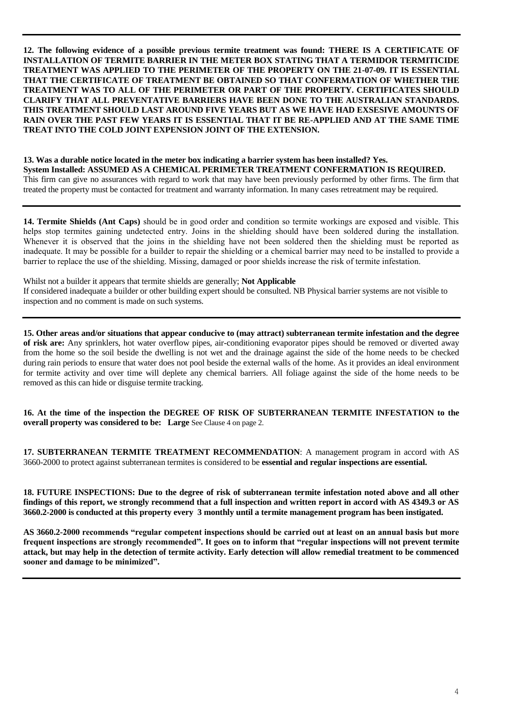**12. The following evidence of a possible previous termite treatment was found: THERE IS A CERTIFICATE OF INSTALLATION OF TERMITE BARRIER IN THE METER BOX STATING THAT A TERMIDOR TERMITICIDE TREATMENT WAS APPLIED TO THE PERIMETER OF THE PROPERTY ON THE 21-07-09. IT IS ESSENTIAL THAT THE CERTIFICATE OF TREATMENT BE OBTAINED SO THAT CONFERMATION OF WHETHER THE TREATMENT WAS TO ALL OF THE PERIMETER OR PART OF THE PROPERTY. CERTIFICATES SHOULD CLARIFY THAT ALL PREVENTATIVE BARRIERS HAVE BEEN DONE TO THE AUSTRALIAN STANDARDS. THIS TREATMENT SHOULD LAST AROUND FIVE YEARS BUT AS WE HAVE HAD EXSESIVE AMOUNTS OF RAIN OVER THE PAST FEW YEARS IT IS ESSENTIAL THAT IT BE RE-APPLIED AND AT THE SAME TIME TREAT INTO THE COLD JOINT EXPENSION JOINT OF THE EXTENSION.**

---

**13. Was a durable notice located in the meter box indicating a barrier system has been installed? Yes.**
**System Installed: ASSUMED AS A CHEMICAL PERIMETER TREATMENT CONFERMATION IS REQUIRED.**
This firm can give no assurances with regard to work that may have been previously performed by other firms. The firm that treated the property must be contacted for treatment and warranty information. In many cases retreatment may be required.

---

**14. Termite Shields (Ant Caps)** should be in good order and condition so termite workings are exposed and visible. This helps stop termites gaining undetected entry. Joins in the shielding should have been soldered during the installation. Whenever it is observed that the joins in the shielding have not been soldered then the shielding must be reported as inadequate. It may be possible for a builder to repair the shielding or a chemical barrier may need to be installed to provide a barrier to replace the use of the shielding. Missing, damaged or poor shields increase the risk of termite infestation.

Whilst not a builder it appears that termite shields are generally; **Not Applicable**
If considered inadequate a builder or other building expert should be consulted. NB Physical barrier systems are not visible to inspection and no comment is made on such systems.

---

**15. Other areas and/or situations that appear conducive to (may attract) subterranean termite infestation and the degree of risk are:** Any sprinklers, hot water overflow pipes, air-conditioning evaporator pipes should be removed or diverted away from the home so the soil beside the dwelling is not wet and the drainage against the side of the home needs to be checked during rain periods to ensure that water does not pool beside the external walls of the home. As it provides an ideal environment for termite activity and over time will deplete any chemical barriers. All foliage against the side of the home needs to be removed as this can hide or disguise termite tracking.

**16. At the time of the inspection the DEGREE OF RISK OF SUBTERRANEAN TERMITE INFESTATION to the overall property was considered to be: Large** See Clause 4 on page 2.

**17. SUBTERRANEAN TERMITE TREATMENT RECOMMENDATION**: A management program in accord with AS 3660-2000 to protect against subterranean termites is considered to be **essential and regular inspections are essential.**

**18. FUTURE INSPECTIONS: Due to the degree of risk of subterranean termite infestation noted above and all other findings of this report, we strongly recommend that a full inspection and written report in accord with AS 4349.3 or AS 3660.2-2000 is conducted at this property every 3 monthly until a termite management program has been instigated.**

**AS 3660.2-2000 recommends "regular competent inspections should be carried out at least on an annual basis but more frequent inspections are strongly recommended". It goes on to inform that "regular inspections will not prevent termite attack, but may help in the detection of termite activity. Early detection will allow remedial treatment to be commenced sooner and damage to be minimized".**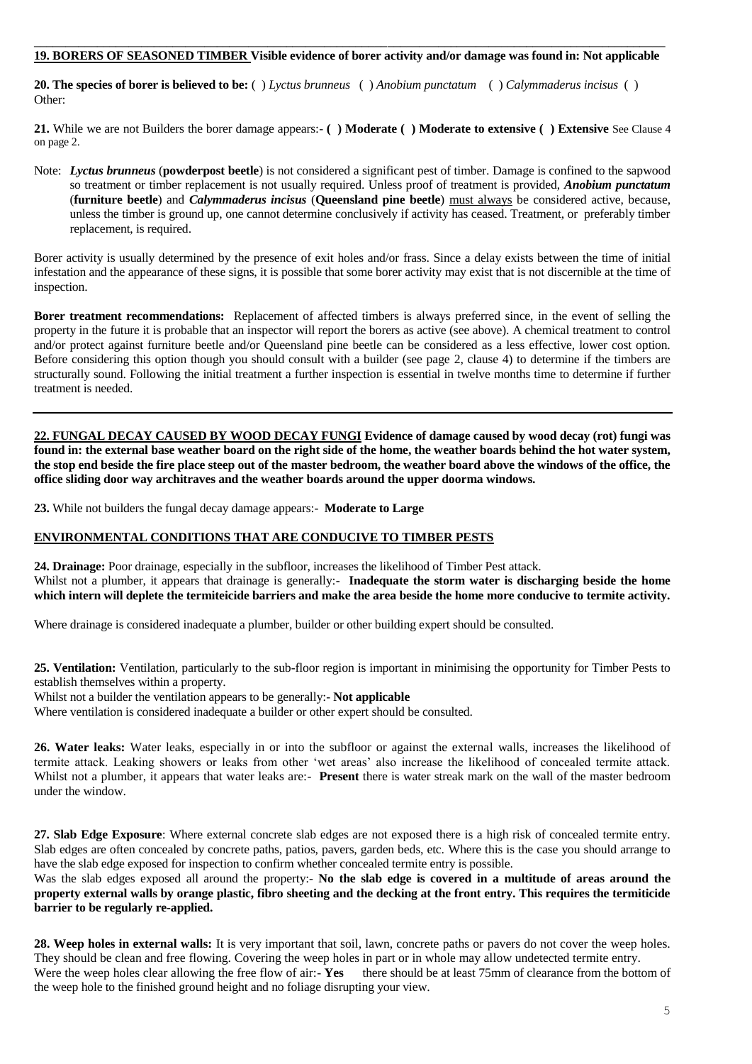**19. BORERS OF SEASONED TIMBER Visible evidence of borer activity and/or damage was found in: Not applicable**

**20. The species of borer is believed to be:** ( ) *Lyctus brunneus* ( ) *Anobium punctatum* ( ) *Calymmaderus incisus* ( ) Other:

**21.** While we are not Builders the borer damage appears:- **( ) Moderate ( ) Moderate to extensive ( ) Extensive** See Clause 4 on page 2.

Note: ***Lyctus brunneus*** (**powderpost beetle**) is not considered a significant pest of timber. Damage is confined to the sapwood so treatment or timber replacement is not usually required. Unless proof of treatment is provided, ***Anobium punctatum*** (**furniture beetle**) and ***Calymmaderus incisus*** (**Queensland pine beetle**) must always be considered active, because, unless the timber is ground up, one cannot determine conclusively if activity has ceased. Treatment, or preferably timber replacement, is required.

Borer activity is usually determined by the presence of exit holes and/or frass. Since a delay exists between the time of initial infestation and the appearance of these signs, it is possible that some borer activity may exist that is not discernible at the time of inspection.

**Borer treatment recommendations:** Replacement of affected timbers is always preferred since, in the event of selling the property in the future it is probable that an inspector will report the borers as active (see above). A chemical treatment to control and/or protect against furniture beetle and/or Queensland pine beetle can be considered as a less effective, lower cost option. Before considering this option though you should consult with a builder (see page 2, clause 4) to determine if the timbers are structurally sound. Following the initial treatment a further inspection is essential in twelve months time to determine if further treatment is needed.

---

**22. FUNGAL DECAY CAUSED BY WOOD DECAY FUNGI Evidence of damage caused by wood decay (rot) fungi was found in: the external base weather board on the right side of the home, the weather boards behind the hot water system, the stop end beside the fire place steep out of the master bedroom, the weather board above the windows of the office, the office sliding door way architraves and the weather boards around the upper doorma windows.**

**23.** While not builders the fungal decay damage appears:- **Moderate to Large**

**ENVIRONMENTAL CONDITIONS THAT ARE CONDUCIVE TO TIMBER PESTS**

**24. Drainage:** Poor drainage, especially in the subfloor, increases the likelihood of Timber Pest attack.
Whilst not a plumber, it appears that drainage is generally:- **Inadequate the storm water is discharging beside the home which intern will deplete the termiteicide barriers and make the area beside the home more conducive to termite activity.**

Where drainage is considered inadequate a plumber, builder or other building expert should be consulted.

**25. Ventilation:** Ventilation, particularly to the sub-floor region is important in minimising the opportunity for Timber Pests to establish themselves within a property.
Whilst not a builder the ventilation appears to be generally:- **Not applicable**
Where ventilation is considered inadequate a builder or other expert should be consulted.

**26. Water leaks:** Water leaks, especially in or into the subfloor or against the external walls, increases the likelihood of termite attack. Leaking showers or leaks from other 'wet areas' also increase the likelihood of concealed termite attack. Whilst not a plumber, it appears that water leaks are:- **Present** there is water streak mark on the wall of the master bedroom under the window.

**27. Slab Edge Exposure**: Where external concrete slab edges are not exposed there is a high risk of concealed termite entry. Slab edges are often concealed by concrete paths, patios, pavers, garden beds, etc. Where this is the case you should arrange to have the slab edge exposed for inspection to confirm whether concealed termite entry is possible.
Was the slab edges exposed all around the property:- **No the slab edge is covered in a multitude of areas around the property external walls by orange plastic, fibro sheeting and the decking at the front entry. This requires the termiticide barrier to be regularly re-applied.**

**28. Weep holes in external walls:** It is very important that soil, lawn, concrete paths or pavers do not cover the weep holes. They should be clean and free flowing. Covering the weep holes in part or in whole may allow undetected termite entry.
Were the weep holes clear allowing the free flow of air:- **Yes** there should be at least 75mm of clearance from the bottom of the weep hole to the finished ground height and no foliage disrupting your view.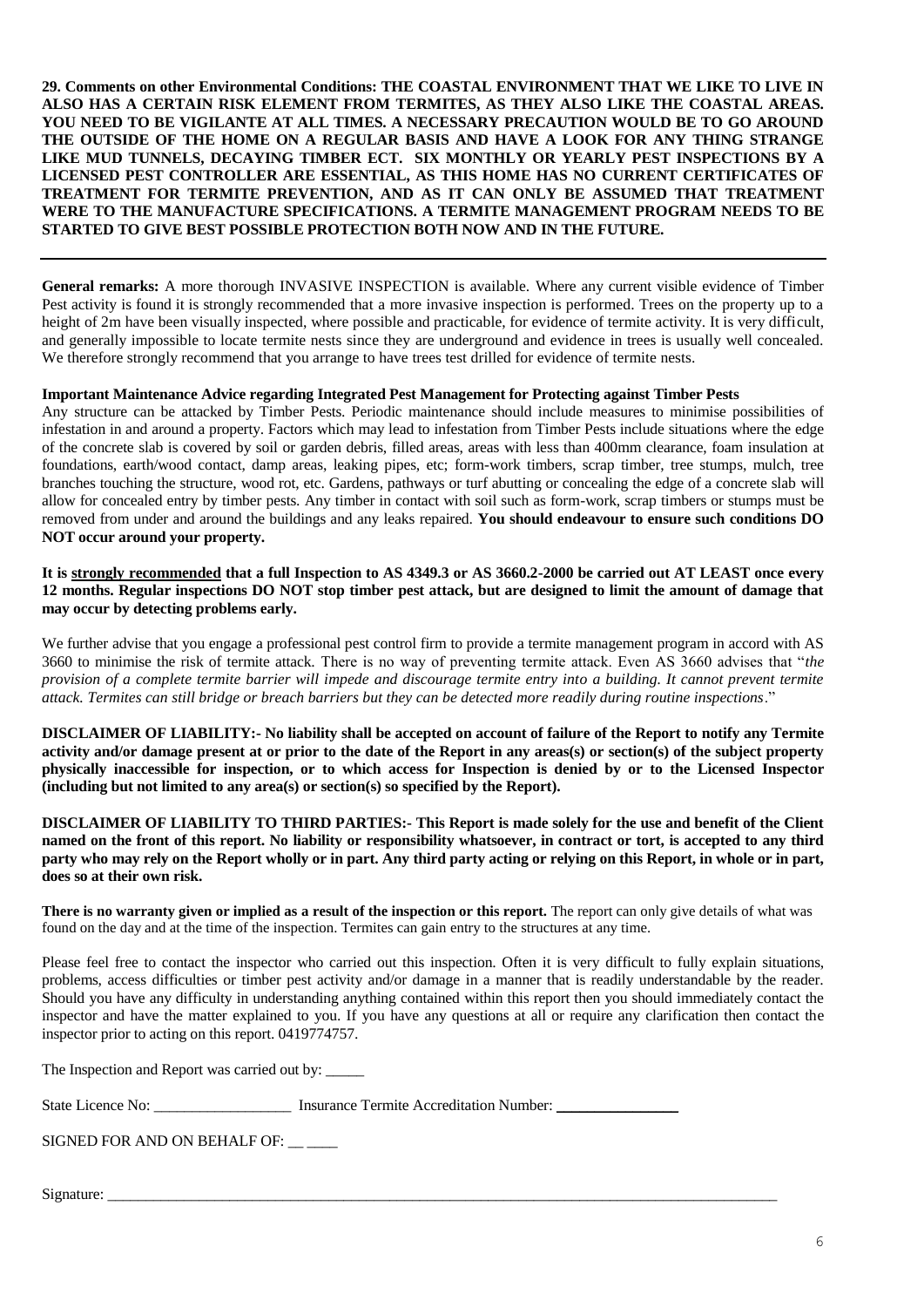**29. Comments on other Environmental Conditions: THE COASTAL ENVIRONMENT THAT WE LIKE TO LIVE IN ALSO HAS A CERTAIN RISK ELEMENT FROM TERMITES, AS THEY ALSO LIKE THE COASTAL AREAS. YOU NEED TO BE VIGILANTE AT ALL TIMES. A NECESSARY PRECAUTION WOULD BE TO GO AROUND THE OUTSIDE OF THE HOME ON A REGULAR BASIS AND HAVE A LOOK FOR ANY THING STRANGE LIKE MUD TUNNELS, DECAYING TIMBER ECT. SIX MONTHLY OR YEARLY PEST INSPECTIONS BY A LICENSED PEST CONTROLLER ARE ESSENTIAL, AS THIS HOME HAS NO CURRENT CERTIFICATES OF TREATMENT FOR TERMITE PREVENTION, AND AS IT CAN ONLY BE ASSUMED THAT TREATMENT WERE TO THE MANUFACTURE SPECIFICATIONS. A TERMITE MANAGEMENT PROGRAM NEEDS TO BE STARTED TO GIVE BEST POSSIBLE PROTECTION BOTH NOW AND IN THE FUTURE.**

---

**General remarks:** A more thorough INVASIVE INSPECTION is available. Where any current visible evidence of Timber Pest activity is found it is strongly recommended that a more invasive inspection is performed. Trees on the property up to a height of 2m have been visually inspected, where possible and practicable, for evidence of termite activity. It is very difficult, and generally impossible to locate termite nests since they are underground and evidence in trees is usually well concealed. We therefore strongly recommend that you arrange to have trees test drilled for evidence of termite nests.

**Important Maintenance Advice regarding Integrated Pest Management for Protecting against Timber Pests**

Any structure can be attacked by Timber Pests. Periodic maintenance should include measures to minimise possibilities of infestation in and around a property. Factors which may lead to infestation from Timber Pests include situations where the edge of the concrete slab is covered by soil or garden debris, filled areas, areas with less than 400mm clearance, foam insulation at foundations, earth/wood contact, damp areas, leaking pipes, etc; form-work timbers, scrap timber, tree stumps, mulch, tree branches touching the structure, wood rot, etc. Gardens, pathways or turf abutting or concealing the edge of a concrete slab will allow for concealed entry by timber pests. Any timber in contact with soil such as form-work, scrap timbers or stumps must be removed from under and around the buildings and any leaks repaired. **You should endeavour to ensure such conditions DO NOT occur around your property.**

**It is <u>strongly recommended</u> that a full Inspection to AS 4349.3 or AS 3660.2-2000 be carried out AT LEAST once every 12 months. Regular inspections DO NOT stop timber pest attack, but are designed to limit the amount of damage that may occur by detecting problems early.**

We further advise that you engage a professional pest control firm to provide a termite management program in accord with AS 3660 to minimise the risk of termite attack. There is no way of preventing termite attack. Even AS 3660 advises that "*the provision of a complete termite barrier will impede and discourage termite entry into a building. It cannot prevent termite attack. Termites can still bridge or breach barriers but they can be detected more readily during routine inspections*."

**DISCLAIMER OF LIABILITY:- No liability shall be accepted on account of failure of the Report to notify any Termite activity and/or damage present at or prior to the date of the Report in any areas(s) or section(s) of the subject property physically inaccessible for inspection, or to which access for Inspection is denied by or to the Licensed Inspector (including but not limited to any area(s) or section(s) so specified by the Report).**

**DISCLAIMER OF LIABILITY TO THIRD PARTIES:- This Report is made solely for the use and benefit of the Client named on the front of this report. No liability or responsibility whatsoever, in contract or tort, is accepted to any third party who may rely on the Report wholly or in part. Any third party acting or relying on this Report, in whole or in part, does so at their own risk.**

**There is no warranty given or implied as a result of the inspection or this report.** The report can only give details of what was found on the day and at the time of the inspection. Termites can gain entry to the structures at any time.

Please feel free to contact the inspector who carried out this inspection. Often it is very difficult to fully explain situations, problems, access difficulties or timber pest activity and/or damage in a manner that is readily understandable by the reader. Should you have any difficulty in understanding anything contained within this report then you should immediately contact the inspector and have the matter explained to you. If you have any questions at all or require any clarification then contact the inspector prior to acting on this report. 0419774757.

The Inspection and Report was carried out by: _____

State Licence No: __________________ Insurance Termite Accreditation Number: ________________

SIGNED FOR AND ON BEHALF OF: __ ____

Signature: ____________________________________________________________________________________________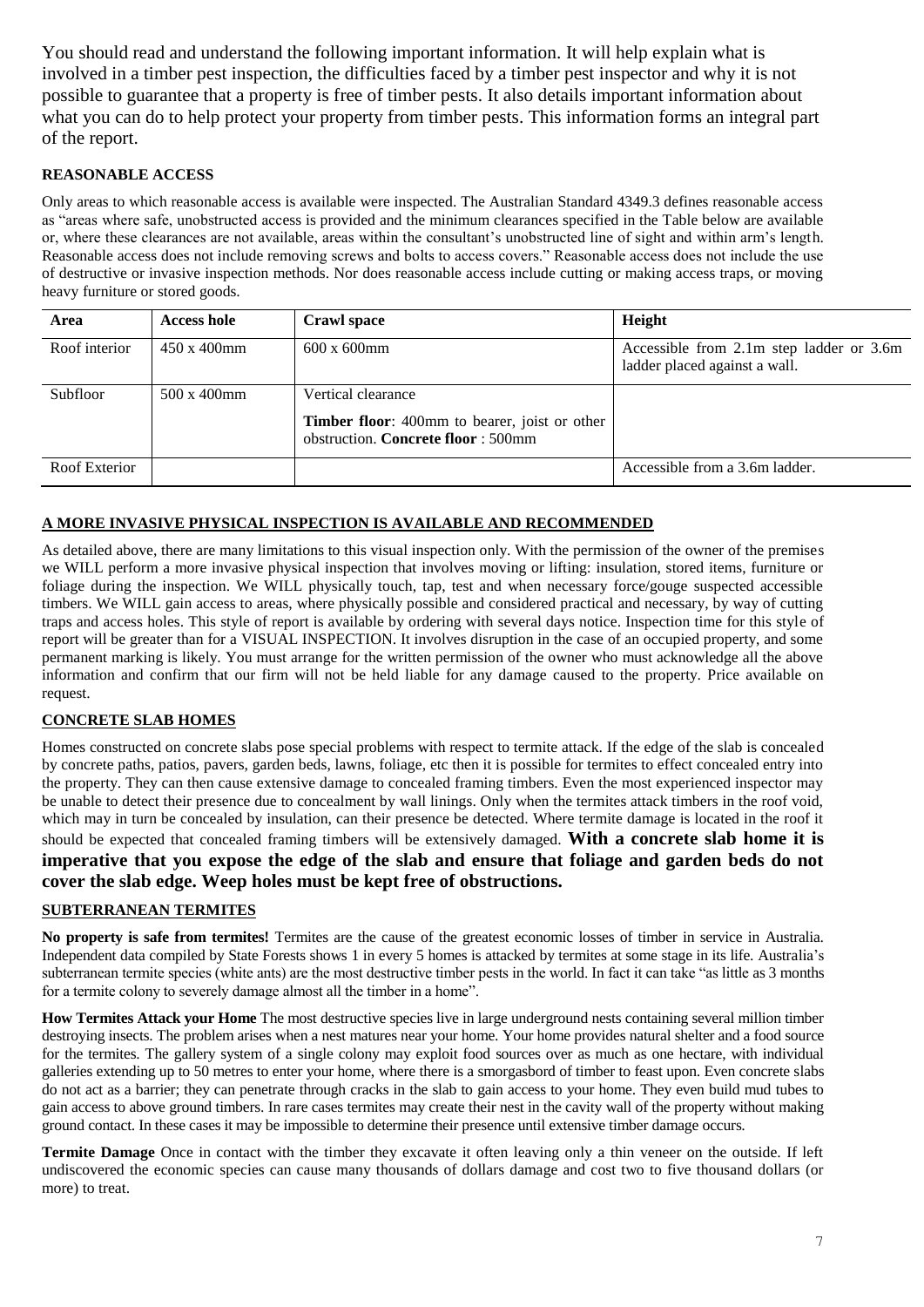You should read and understand the following important information. It will help explain what is involved in a timber pest inspection, the difficulties faced by a timber pest inspector and why it is not possible to guarantee that a property is free of timber pests. It also details important information about what you can do to help protect your property from timber pests. This information forms an integral part of the report.

**REASONABLE ACCESS**

Only areas to which reasonable access is available were inspected. The Australian Standard 4349.3 defines reasonable access as "areas where safe, unobstructed access is provided and the minimum clearances specified in the Table below are available or, where these clearances are not available, areas within the consultant's unobstructed line of sight and within arm's length. Reasonable access does not include removing screws and bolts to access covers." Reasonable access does not include the use of destructive or invasive inspection methods. Nor does reasonable access include cutting or making access traps, or moving heavy furniture or stored goods.

| Area | Access hole | Crawl space | Height |
| --- | --- | --- | --- |
| Roof interior | 450 x 400mm | 600 x 600mm | Accessible from 2.1m step ladder or 3.6m ladder placed against a wall. |
| Subfloor | 500 x 400mm | Vertical clearance<br>**Timber floor**: 400mm to bearer, joist or other obstruction. **Concrete floor** : 500mm | |
| Roof Exterior | | | Accessible from a 3.6m ladder. |

**A MORE INVASIVE PHYSICAL INSPECTION IS AVAILABLE AND RECOMMENDED**

As detailed above, there are many limitations to this visual inspection only. With the permission of the owner of the premises we WILL perform a more invasive physical inspection that involves moving or lifting: insulation, stored items, furniture or foliage during the inspection. We WILL physically touch, tap, test and when necessary force/gouge suspected accessible timbers. We WILL gain access to areas, where physically possible and considered practical and necessary, by way of cutting traps and access holes. This style of report is available by ordering with several days notice. Inspection time for this style of report will be greater than for a VISUAL INSPECTION. It involves disruption in the case of an occupied property, and some permanent marking is likely. You must arrange for the written permission of the owner who must acknowledge all the above information and confirm that our firm will not be held liable for any damage caused to the property. Price available on request.

**CONCRETE SLAB HOMES**

Homes constructed on concrete slabs pose special problems with respect to termite attack. If the edge of the slab is concealed by concrete paths, patios, pavers, garden beds, lawns, foliage, etc then it is possible for termites to effect concealed entry into the property. They can then cause extensive damage to concealed framing timbers. Even the most experienced inspector may be unable to detect their presence due to concealment by wall linings. Only when the termites attack timbers in the roof void, which may in turn be concealed by insulation, can their presence be detected. Where termite damage is located in the roof it should be expected that concealed framing timbers will be extensively damaged. **With a concrete slab home it is imperative that you expose the edge of the slab and ensure that foliage and garden beds do not cover the slab edge. Weep holes must be kept free of obstructions.**

**SUBTERRANEAN TERMITES**

**No property is safe from termites!** Termites are the cause of the greatest economic losses of timber in service in Australia. Independent data compiled by State Forests shows 1 in every 5 homes is attacked by termites at some stage in its life. Australia's subterranean termite species (white ants) are the most destructive timber pests in the world. In fact it can take "as little as 3 months for a termite colony to severely damage almost all the timber in a home".

**How Termites Attack your Home** The most destructive species live in large underground nests containing several million timber destroying insects. The problem arises when a nest matures near your home. Your home provides natural shelter and a food source for the termites. The gallery system of a single colony may exploit food sources over as much as one hectare, with individual galleries extending up to 50 metres to enter your home, where there is a smorgasbord of timber to feast upon. Even concrete slabs do not act as a barrier; they can penetrate through cracks in the slab to gain access to your home. They even build mud tubes to gain access to above ground timbers. In rare cases termites may create their nest in the cavity wall of the property without making ground contact. In these cases it may be impossible to determine their presence until extensive timber damage occurs.

**Termite Damage** Once in contact with the timber they excavate it often leaving only a thin veneer on the outside. If left undiscovered the economic species can cause many thousands of dollars damage and cost two to five thousand dollars (or more) to treat.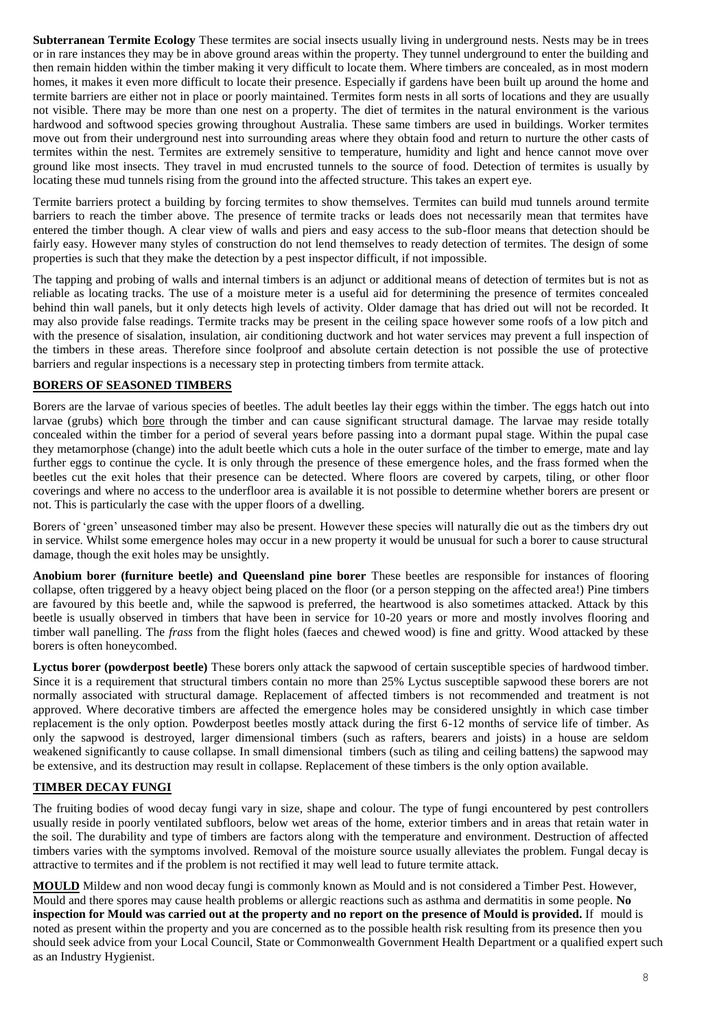**Subterranean Termite Ecology** These termites are social insects usually living in underground nests. Nests may be in trees or in rare instances they may be in above ground areas within the property. They tunnel underground to enter the building and then remain hidden within the timber making it very difficult to locate them. Where timbers are concealed, as in most modern homes, it makes it even more difficult to locate their presence. Especially if gardens have been built up around the home and termite barriers are either not in place or poorly maintained. Termites form nests in all sorts of locations and they are usually not visible. There may be more than one nest on a property. The diet of termites in the natural environment is the various hardwood and softwood species growing throughout Australia. These same timbers are used in buildings. Worker termites move out from their underground nest into surrounding areas where they obtain food and return to nurture the other casts of termites within the nest. Termites are extremely sensitive to temperature, humidity and light and hence cannot move over ground like most insects. They travel in mud encrusted tunnels to the source of food. Detection of termites is usually by locating these mud tunnels rising from the ground into the affected structure. This takes an expert eye.

Termite barriers protect a building by forcing termites to show themselves. Termites can build mud tunnels around termite barriers to reach the timber above. The presence of termite tracks or leads does not necessarily mean that termites have entered the timber though. A clear view of walls and piers and easy access to the sub-floor means that detection should be fairly easy. However many styles of construction do not lend themselves to ready detection of termites. The design of some properties is such that they make the detection by a pest inspector difficult, if not impossible.

The tapping and probing of walls and internal timbers is an adjunct or additional means of detection of termites but is not as reliable as locating tracks. The use of a moisture meter is a useful aid for determining the presence of termites concealed behind thin wall panels, but it only detects high levels of activity. Older damage that has dried out will not be recorded. It may also provide false readings. Termite tracks may be present in the ceiling space however some roofs of a low pitch and with the presence of sisalation, insulation, air conditioning ductwork and hot water services may prevent a full inspection of the timbers in these areas. Therefore since foolproof and absolute certain detection is not possible the use of protective barriers and regular inspections is a necessary step in protecting timbers from termite attack.

## BORERS OF SEASONED TIMBERS

Borers are the larvae of various species of beetles. The adult beetles lay their eggs within the timber. The eggs hatch out into larvae (grubs) which bore through the timber and can cause significant structural damage. The larvae may reside totally concealed within the timber for a period of several years before passing into a dormant pupal stage. Within the pupal case they metamorphose (change) into the adult beetle which cuts a hole in the outer surface of the timber to emerge, mate and lay further eggs to continue the cycle. It is only through the presence of these emergence holes, and the frass formed when the beetles cut the exit holes that their presence can be detected. Where floors are covered by carpets, tiling, or other floor coverings and where no access to the underfloor area is available it is not possible to determine whether borers are present or not. This is particularly the case with the upper floors of a dwelling.

Borers of 'green' unseasoned timber may also be present. However these species will naturally die out as the timbers dry out in service. Whilst some emergence holes may occur in a new property it would be unusual for such a borer to cause structural damage, though the exit holes may be unsightly.

**Anobium borer (furniture beetle) and Queensland pine borer** These beetles are responsible for instances of flooring collapse, often triggered by a heavy object being placed on the floor (or a person stepping on the affected area!) Pine timbers are favoured by this beetle and, while the sapwood is preferred, the heartwood is also sometimes attacked. Attack by this beetle is usually observed in timbers that have been in service for 10-20 years or more and mostly involves flooring and timber wall panelling. The *frass* from the flight holes (faeces and chewed wood) is fine and gritty. Wood attacked by these borers is often honeycombed.

**Lyctus borer (powderpost beetle)** These borers only attack the sapwood of certain susceptible species of hardwood timber. Since it is a requirement that structural timbers contain no more than 25% Lyctus susceptible sapwood these borers are not normally associated with structural damage. Replacement of affected timbers is not recommended and treatment is not approved. Where decorative timbers are affected the emergence holes may be considered unsightly in which case timber replacement is the only option. Powderpost beetles mostly attack during the first 6-12 months of service life of timber. As only the sapwood is destroyed, larger dimensional timbers (such as rafters, bearers and joists) in a house are seldom weakened significantly to cause collapse. In small dimensional timbers (such as tiling and ceiling battens) the sapwood may be extensive, and its destruction may result in collapse. Replacement of these timbers is the only option available.

## TIMBER DECAY FUNGI

The fruiting bodies of wood decay fungi vary in size, shape and colour. The type of fungi encountered by pest controllers usually reside in poorly ventilated subfloors, below wet areas of the home, exterior timbers and in areas that retain water in the soil. The durability and type of timbers are factors along with the temperature and environment. Destruction of affected timbers varies with the symptoms involved. Removal of the moisture source usually alleviates the problem. Fungal decay is attractive to termites and if the problem is not rectified it may well lead to future termite attack.

**MOULD** Mildew and non wood decay fungi is commonly known as Mould and is not considered a Timber Pest. However, Mould and there spores may cause health problems or allergic reactions such as asthma and dermatitis in some people. **No inspection for Mould was carried out at the property and no report on the presence of Mould is provided.** If mould is noted as present within the property and you are concerned as to the possible health risk resulting from its presence then you should seek advice from your Local Council, State or Commonwealth Government Health Department or a qualified expert such as an Industry Hygienist.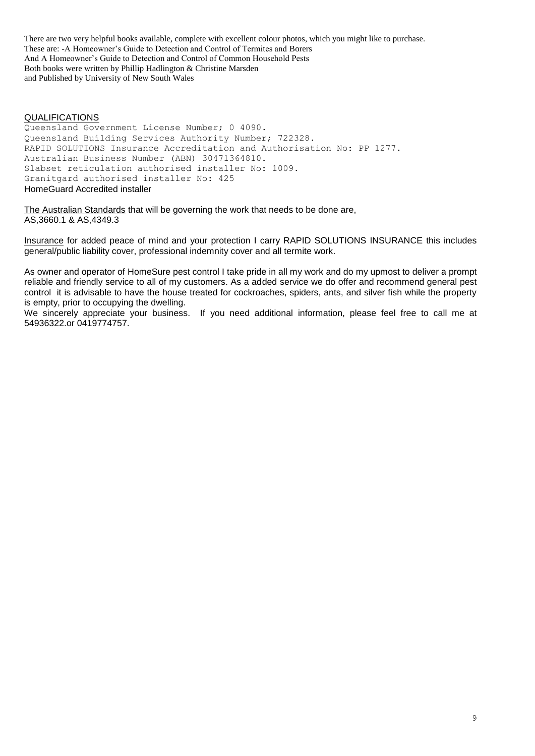There are two very helpful books available, complete with excellent colour photos, which you might like to purchase.
These are: -A Homeowner's Guide to Detection and Control of Termites and Borers
And A Homeowner's Guide to Detection and Control of Common Household Pests
Both books were written by Phillip Hadlington & Christine Marsden
and Published by University of New South Wales

QUALIFICATIONS

Queensland Government License Number; 0 4090.
Queensland Building Services Authority Number; 722328.
RAPID SOLUTIONS Insurance Accreditation and Authorisation No: PP 1277.
Australian Business Number (ABN) 30471364810.
Slabset reticulation authorised installer No: 1009.
Granitgard authorised installer No: 425
HomeGuard Accredited installer

The Australian Standards that will be governing the work that needs to be done are,
AS,3660.1 & AS,4349.3

Insurance for added peace of mind and your protection I carry RAPID SOLUTIONS INSURANCE this includes general/public liability cover, professional indemnity cover and all termite work.

As owner and operator of HomeSure pest control I take pride in all my work and do my upmost to deliver a prompt reliable and friendly service to all of my customers. As a added service we do offer and recommend general pest control it is advisable to have the house treated for cockroaches, spiders, ants, and silver fish while the property is empty, prior to occupying the dwelling.
We sincerely appreciate your business. If you need additional information, please feel free to call me at 54936322.or 0419774757.